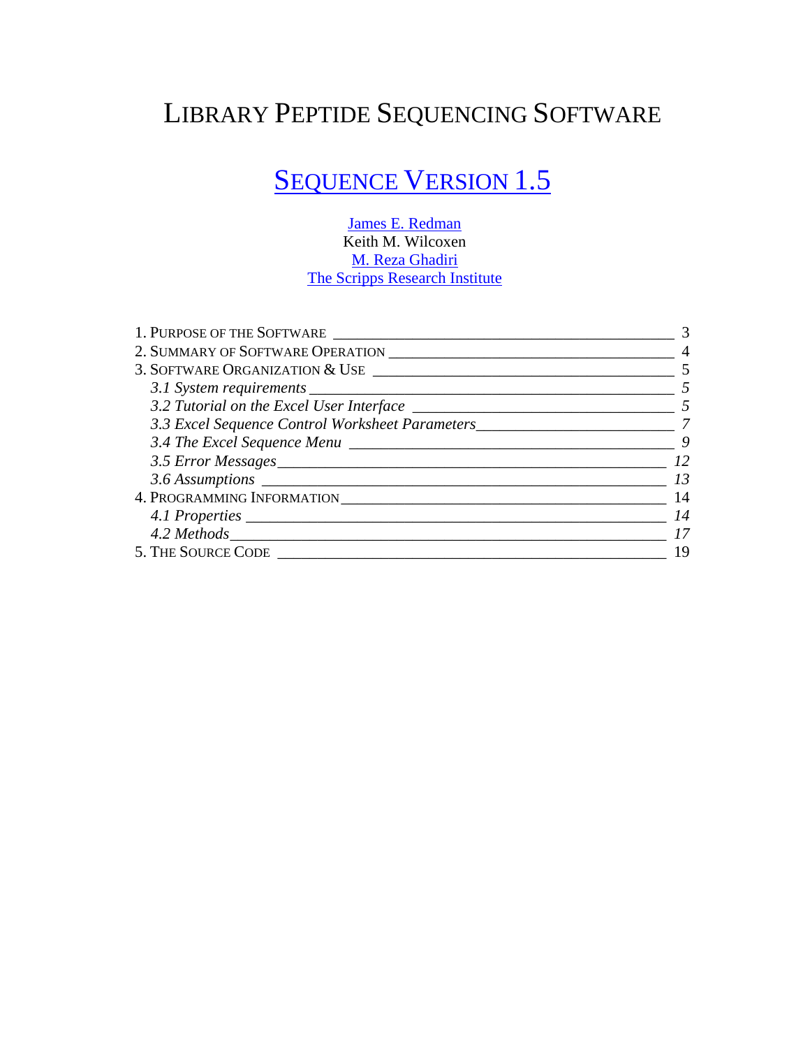# Library Peptide Sequencing Software

## [Sequence Version 1.5]

James E. Redman
Keith M. Wilcoxen
M. Reza Ghadiri
The Scripps Research Institute

1. Purpose of the Software ______ 3
2. Summary of Software Operation ______ 4
3. Software Organization & Use ______ 5
   - *3.1 System requirements ______ 5*
   - *3.2 Tutorial on the Excel User Interface ______ 5*
   - *3.3 Excel Sequence Control Worksheet Parameters ______ 7*
   - *3.4 The Excel Sequence Menu ______ 9*
   - *3.5 Error Messages ______ 12*
   - *3.6 Assumptions ______ 13*
4. Programming Information ______ 14
   - *4.1 Properties ______ 14*
   - *4.2 Methods ______ 17*
5. The Source Code ______ 19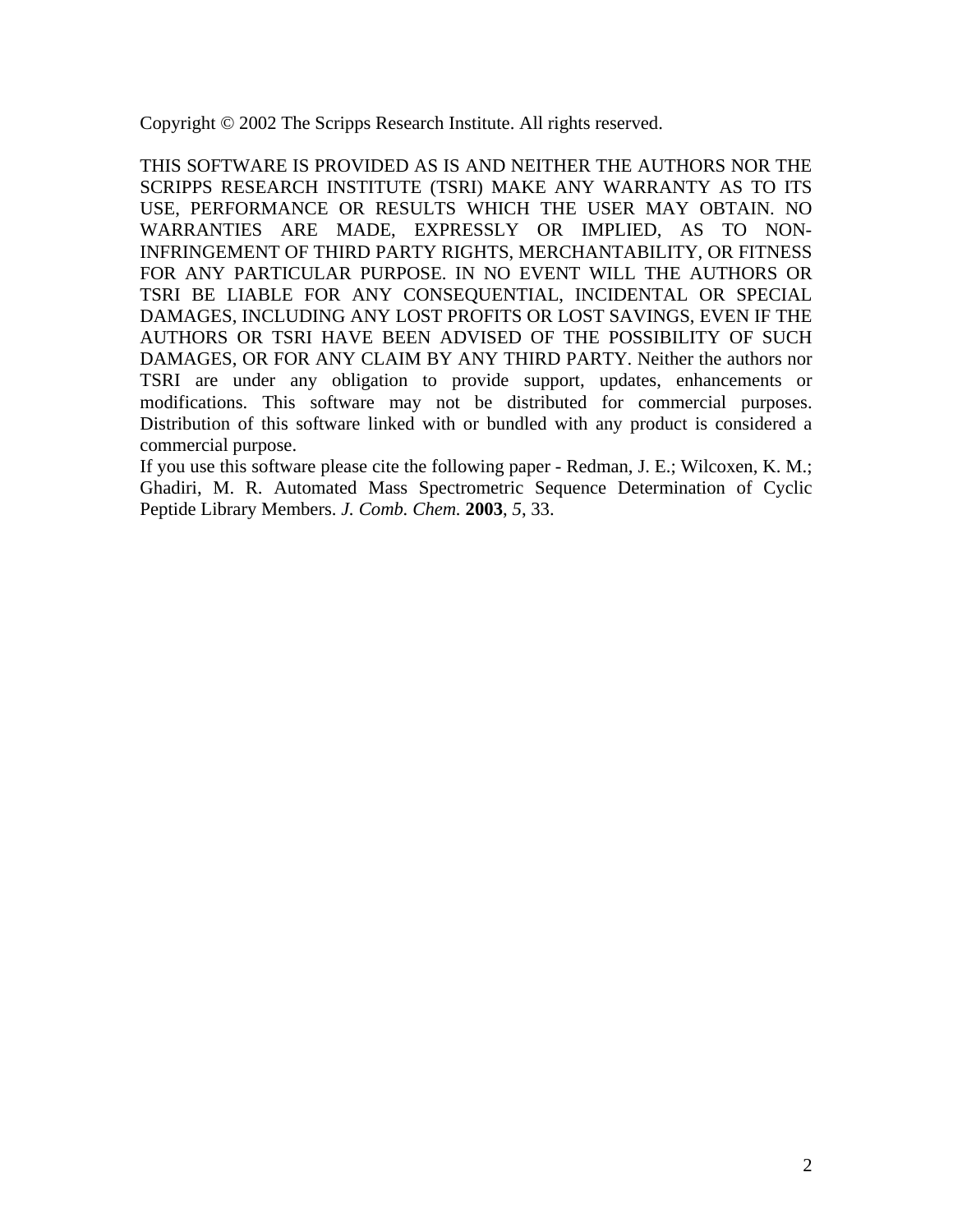Copyright © 2002 The Scripps Research Institute. All rights reserved.

THIS SOFTWARE IS PROVIDED AS IS AND NEITHER THE AUTHORS NOR THE SCRIPPS RESEARCH INSTITUTE (TSRI) MAKE ANY WARRANTY AS TO ITS USE, PERFORMANCE OR RESULTS WHICH THE USER MAY OBTAIN. NO WARRANTIES ARE MADE, EXPRESSLY OR IMPLIED, AS TO NON-INFRINGEMENT OF THIRD PARTY RIGHTS, MERCHANTABILITY, OR FITNESS FOR ANY PARTICULAR PURPOSE. IN NO EVENT WILL THE AUTHORS OR TSRI BE LIABLE FOR ANY CONSEQUENTIAL, INCIDENTAL OR SPECIAL DAMAGES, INCLUDING ANY LOST PROFITS OR LOST SAVINGS, EVEN IF THE AUTHORS OR TSRI HAVE BEEN ADVISED OF THE POSSIBILITY OF SUCH DAMAGES, OR FOR ANY CLAIM BY ANY THIRD PARTY. Neither the authors nor TSRI are under any obligation to provide support, updates, enhancements or modifications. This software may not be distributed for commercial purposes. Distribution of this software linked with or bundled with any product is considered a commercial purpose.

If you use this software please cite the following paper - Redman, J. E.; Wilcoxen, K. M.; Ghadiri, M. R. Automated Mass Spectrometric Sequence Determination of Cyclic Peptide Library Members. *J. Comb. Chem.* **2003**, *5*, 33.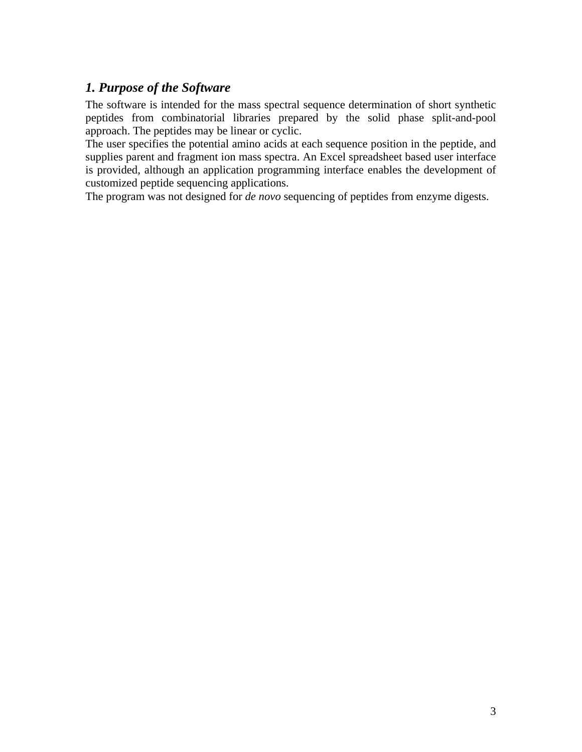## *1. Purpose of the Software*

The software is intended for the mass spectral sequence determination of short synthetic peptides from combinatorial libraries prepared by the solid phase split-and-pool approach. The peptides may be linear or cyclic.

The user specifies the potential amino acids at each sequence position in the peptide, and supplies parent and fragment ion mass spectra. An Excel spreadsheet based user interface is provided, although an application programming interface enables the development of customized peptide sequencing applications.

The program was not designed for *de novo* sequencing of peptides from enzyme digests.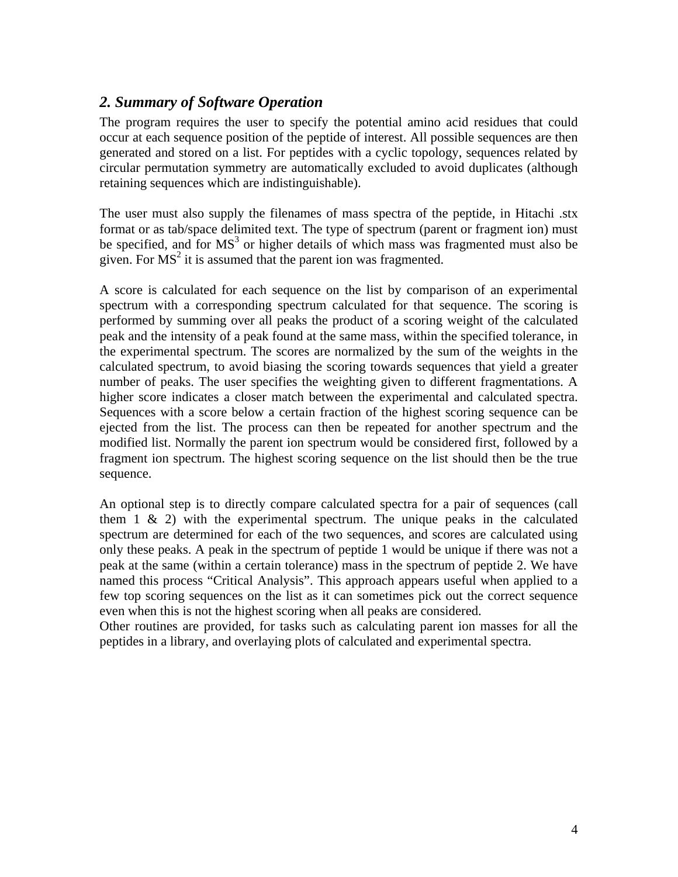## *2. Summary of Software Operation*

The program requires the user to specify the potential amino acid residues that could occur at each sequence position of the peptide of interest. All possible sequences are then generated and stored on a list. For peptides with a cyclic topology, sequences related by circular permutation symmetry are automatically excluded to avoid duplicates (although retaining sequences which are indistinguishable).

The user must also supply the filenames of mass spectra of the peptide, in Hitachi .stx format or as tab/space delimited text. The type of spectrum (parent or fragment ion) must be specified, and for $MS^3$ or higher details of which mass was fragmented must also be given. For $MS^2$ it is assumed that the parent ion was fragmented.

A score is calculated for each sequence on the list by comparison of an experimental spectrum with a corresponding spectrum calculated for that sequence. The scoring is performed by summing over all peaks the product of a scoring weight of the calculated peak and the intensity of a peak found at the same mass, within the specified tolerance, in the experimental spectrum. The scores are normalized by the sum of the weights in the calculated spectrum, to avoid biasing the scoring towards sequences that yield a greater number of peaks. The user specifies the weighting given to different fragmentations. A higher score indicates a closer match between the experimental and calculated spectra. Sequences with a score below a certain fraction of the highest scoring sequence can be ejected from the list. The process can then be repeated for another spectrum and the modified list. Normally the parent ion spectrum would be considered first, followed by a fragment ion spectrum. The highest scoring sequence on the list should then be the true sequence.

An optional step is to directly compare calculated spectra for a pair of sequences (call them 1 & 2) with the experimental spectrum. The unique peaks in the calculated spectrum are determined for each of the two sequences, and scores are calculated using only these peaks. A peak in the spectrum of peptide 1 would be unique if there was not a peak at the same (within a certain tolerance) mass in the spectrum of peptide 2. We have named this process "Critical Analysis". This approach appears useful when applied to a few top scoring sequences on the list as it can sometimes pick out the correct sequence even when this is not the highest scoring when all peaks are considered.
Other routines are provided, for tasks such as calculating parent ion masses for all the peptides in a library, and overlaying plots of calculated and experimental spectra.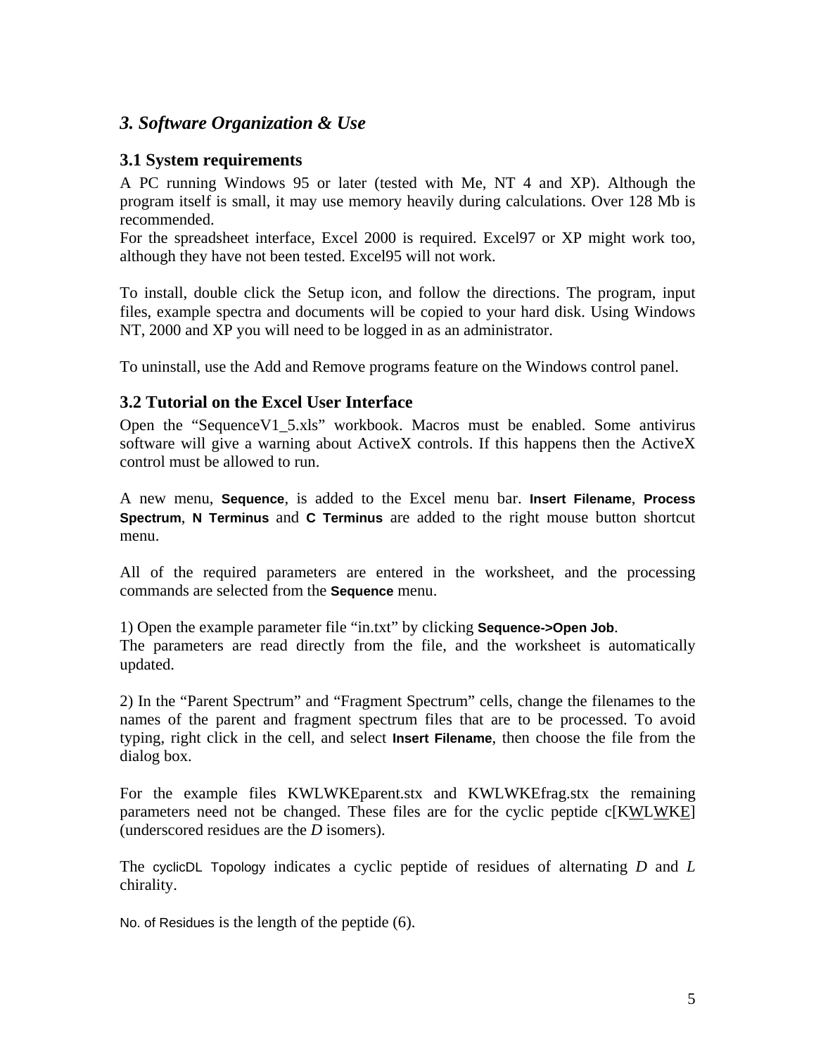## *3. Software Organization & Use*

### 3.1 System requirements

A PC running Windows 95 or later (tested with Me, NT 4 and XP). Although the program itself is small, it may use memory heavily during calculations. Over 128 Mb is recommended.
For the spreadsheet interface, Excel 2000 is required. Excel97 or XP might work too, although they have not been tested. Excel95 will not work.

To install, double click the Setup icon, and follow the directions. The program, input files, example spectra and documents will be copied to your hard disk. Using Windows NT, 2000 and XP you will need to be logged in as an administrator.

To uninstall, use the Add and Remove programs feature on the Windows control panel.

### 3.2 Tutorial on the Excel User Interface

Open the "SequenceV1_5.xls" workbook. Macros must be enabled. Some antivirus software will give a warning about ActiveX controls. If this happens then the ActiveX control must be allowed to run.

A new menu, **Sequence**, is added to the Excel menu bar. **Insert Filename**, **Process Spectrum**, **N Terminus** and **C Terminus** are added to the right mouse button shortcut menu.

All of the required parameters are entered in the worksheet, and the processing commands are selected from the **Sequence** menu.

1) Open the example parameter file "in.txt" by clicking **Sequence->Open Job**.
The parameters are read directly from the file, and the worksheet is automatically updated.

2) In the "Parent Spectrum" and "Fragment Spectrum" cells, change the filenames to the names of the parent and fragment spectrum files that are to be processed. To avoid typing, right click in the cell, and select **Insert Filename**, then choose the file from the dialog box.

For the example files KWLWKEparent.stx and KWLWKEfrag.stx the remaining parameters need not be changed. These files are for the cyclic peptide c[K<u>W</u>L<u>W</u>K<u>E</u>] (underscored residues are the *D* isomers).

The cyclicDL Topology indicates a cyclic peptide of residues of alternating *D* and *L* chirality.

No. of Residues is the length of the peptide (6).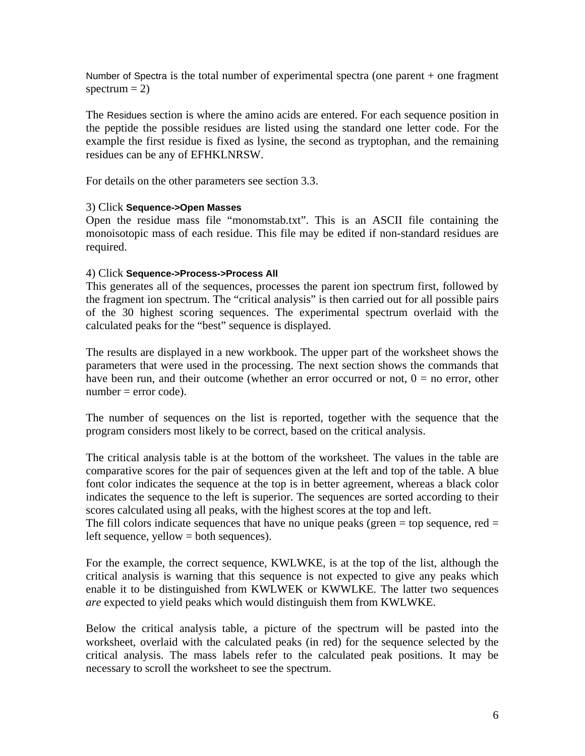Number of Spectra is the total number of experimental spectra (one parent + one fragment spectrum = 2)

The Residues section is where the amino acids are entered. For each sequence position in the peptide the possible residues are listed using the standard one letter code. For the example the first residue is fixed as lysine, the second as tryptophan, and the remaining residues can be any of EFHKLNRSW.

For details on the other parameters see section 3.3.

3) Click **Sequence->Open Masses**
Open the residue mass file "monomstab.txt". This is an ASCII file containing the monoisotopic mass of each residue. This file may be edited if non-standard residues are required.

4) Click **Sequence->Process->Process All**
This generates all of the sequences, processes the parent ion spectrum first, followed by the fragment ion spectrum. The "critical analysis" is then carried out for all possible pairs of the 30 highest scoring sequences. The experimental spectrum overlaid with the calculated peaks for the "best" sequence is displayed.

The results are displayed in a new workbook. The upper part of the worksheet shows the parameters that were used in the processing. The next section shows the commands that have been run, and their outcome (whether an error occurred or not, 0 = no error, other number = error code).

The number of sequences on the list is reported, together with the sequence that the program considers most likely to be correct, based on the critical analysis.

The critical analysis table is at the bottom of the worksheet. The values in the table are comparative scores for the pair of sequences given at the left and top of the table. A blue font color indicates the sequence at the top is in better agreement, whereas a black color indicates the sequence to the left is superior. The sequences are sorted according to their scores calculated using all peaks, with the highest scores at the top and left.
The fill colors indicate sequences that have no unique peaks (green = top sequence, red = left sequence, yellow = both sequences).

For the example, the correct sequence, KWLWKE, is at the top of the list, although the critical analysis is warning that this sequence is not expected to give any peaks which enable it to be distinguished from KWLWEK or KWWLKE. The latter two sequences *are* expected to yield peaks which would distinguish them from KWLWKE.

Below the critical analysis table, a picture of the spectrum will be pasted into the worksheet, overlaid with the calculated peaks (in red) for the sequence selected by the critical analysis. The mass labels refer to the calculated peak positions. It may be necessary to scroll the worksheet to see the spectrum.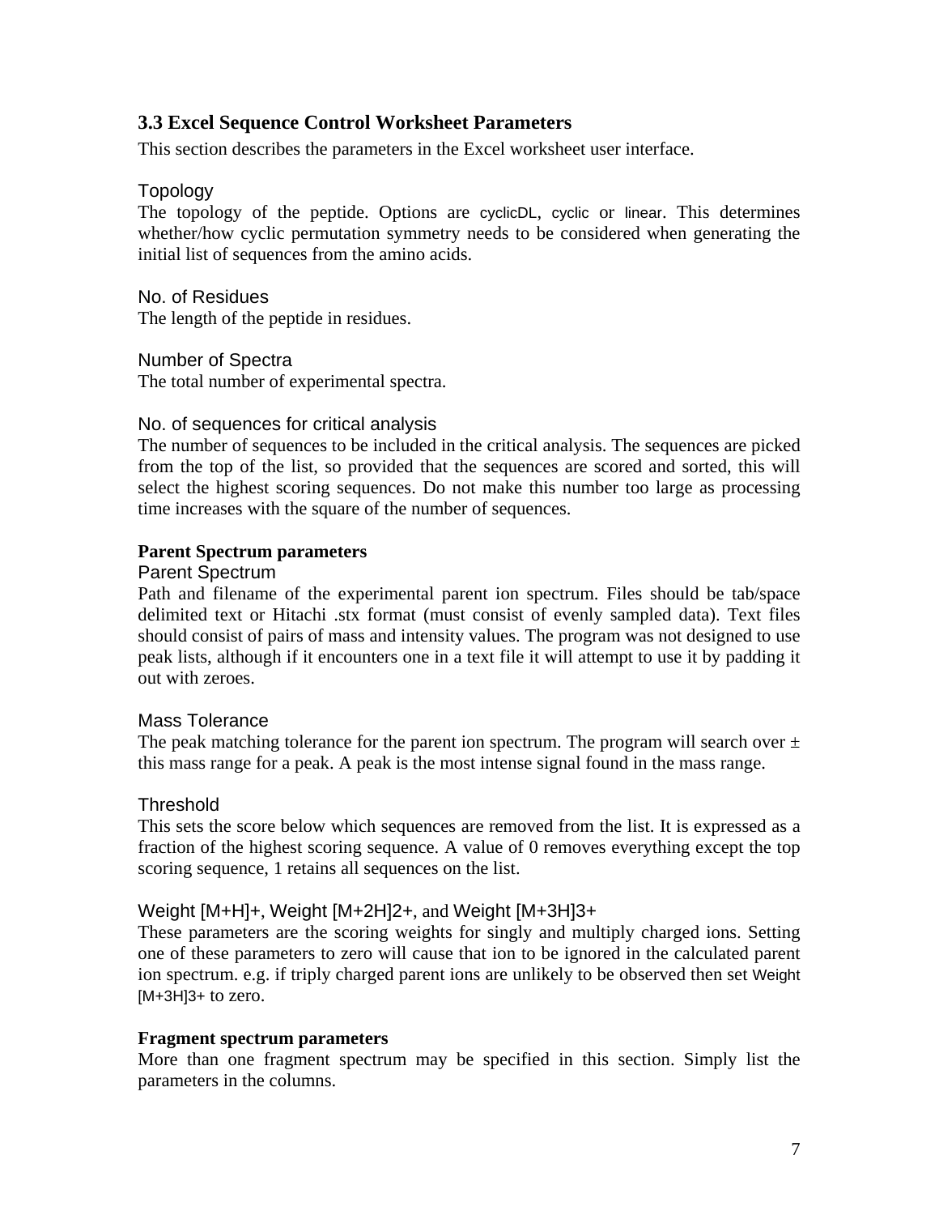### 3.3 Excel Sequence Control Worksheet Parameters

This section describes the parameters in the Excel worksheet user interface.

#### Topology

The topology of the peptide. Options are cyclicDL, cyclic or linear. This determines whether/how cyclic permutation symmetry needs to be considered when generating the initial list of sequences from the amino acids.

#### No. of Residues

The length of the peptide in residues.

#### Number of Spectra

The total number of experimental spectra.

#### No. of sequences for critical analysis

The number of sequences to be included in the critical analysis. The sequences are picked from the top of the list, so provided that the sequences are scored and sorted, this will select the highest scoring sequences. Do not make this number too large as processing time increases with the square of the number of sequences.

**Parent Spectrum parameters**

#### Parent Spectrum

Path and filename of the experimental parent ion spectrum. Files should be tab/space delimited text or Hitachi .stx format (must consist of evenly sampled data). Text files should consist of pairs of mass and intensity values. The program was not designed to use peak lists, although if it encounters one in a text file it will attempt to use it by padding it out with zeroes.

#### Mass Tolerance

The peak matching tolerance for the parent ion spectrum. The program will search over ± this mass range for a peak. A peak is the most intense signal found in the mass range.

#### Threshold

This sets the score below which sequences are removed from the list. It is expressed as a fraction of the highest scoring sequence. A value of 0 removes everything except the top scoring sequence, 1 retains all sequences on the list.

#### Weight [M+H]+, Weight [M+2H]2+, and Weight [M+3H]3+

These parameters are the scoring weights for singly and multiply charged ions. Setting one of these parameters to zero will cause that ion to be ignored in the calculated parent ion spectrum. e.g. if triply charged parent ions are unlikely to be observed then set Weight [M+3H]3+ to zero.

**Fragment spectrum parameters**

More than one fragment spectrum may be specified in this section. Simply list the parameters in the columns.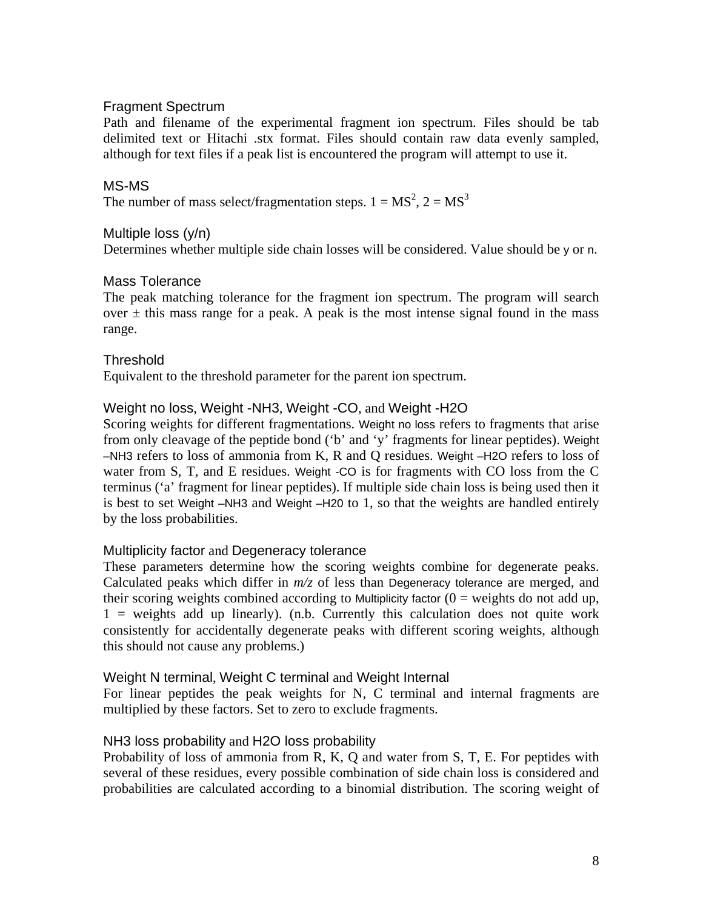### Fragment Spectrum

Path and filename of the experimental fragment ion spectrum. Files should be tab delimited text or Hitachi .stx format. Files should contain raw data evenly sampled, although for text files if a peak list is encountered the program will attempt to use it.

### MS-MS

The number of mass select/fragmentation steps. 1 = $MS^2$, 2 = $MS^3$

### Multiple loss (y/n)

Determines whether multiple side chain losses will be considered. Value should be y or n.

### Mass Tolerance

The peak matching tolerance for the fragment ion spectrum. The program will search over ± this mass range for a peak. A peak is the most intense signal found in the mass range.

### Threshold

Equivalent to the threshold parameter for the parent ion spectrum.

### Weight no loss, Weight -NH3, Weight -CO, and Weight -H2O

Scoring weights for different fragmentations. Weight no loss refers to fragments that arise from only cleavage of the peptide bond (‘b’ and ‘y’ fragments for linear peptides). Weight –NH3 refers to loss of ammonia from K, R and Q residues. Weight –H2O refers to loss of water from S, T, and E residues. Weight -CO is for fragments with CO loss from the C terminus (‘a’ fragment for linear peptides). If multiple side chain loss is being used then it is best to set Weight –NH3 and Weight –H20 to 1, so that the weights are handled entirely by the loss probabilities.

### Multiplicity factor and Degeneracy tolerance

These parameters determine how the scoring weights combine for degenerate peaks. Calculated peaks which differ in *m/z* of less than Degeneracy tolerance are merged, and their scoring weights combined according to Multiplicity factor (0 = weights do not add up, 1 = weights add up linearly). (n.b. Currently this calculation does not quite work consistently for accidentally degenerate peaks with different scoring weights, although this should not cause any problems.)

### Weight N terminal, Weight C terminal and Weight Internal

For linear peptides the peak weights for N, C terminal and internal fragments are multiplied by these factors. Set to zero to exclude fragments.

### NH3 loss probability and H2O loss probability

Probability of loss of ammonia from R, K, Q and water from S, T, E. For peptides with several of these residues, every possible combination of side chain loss is considered and probabilities are calculated according to a binomial distribution. The scoring weight of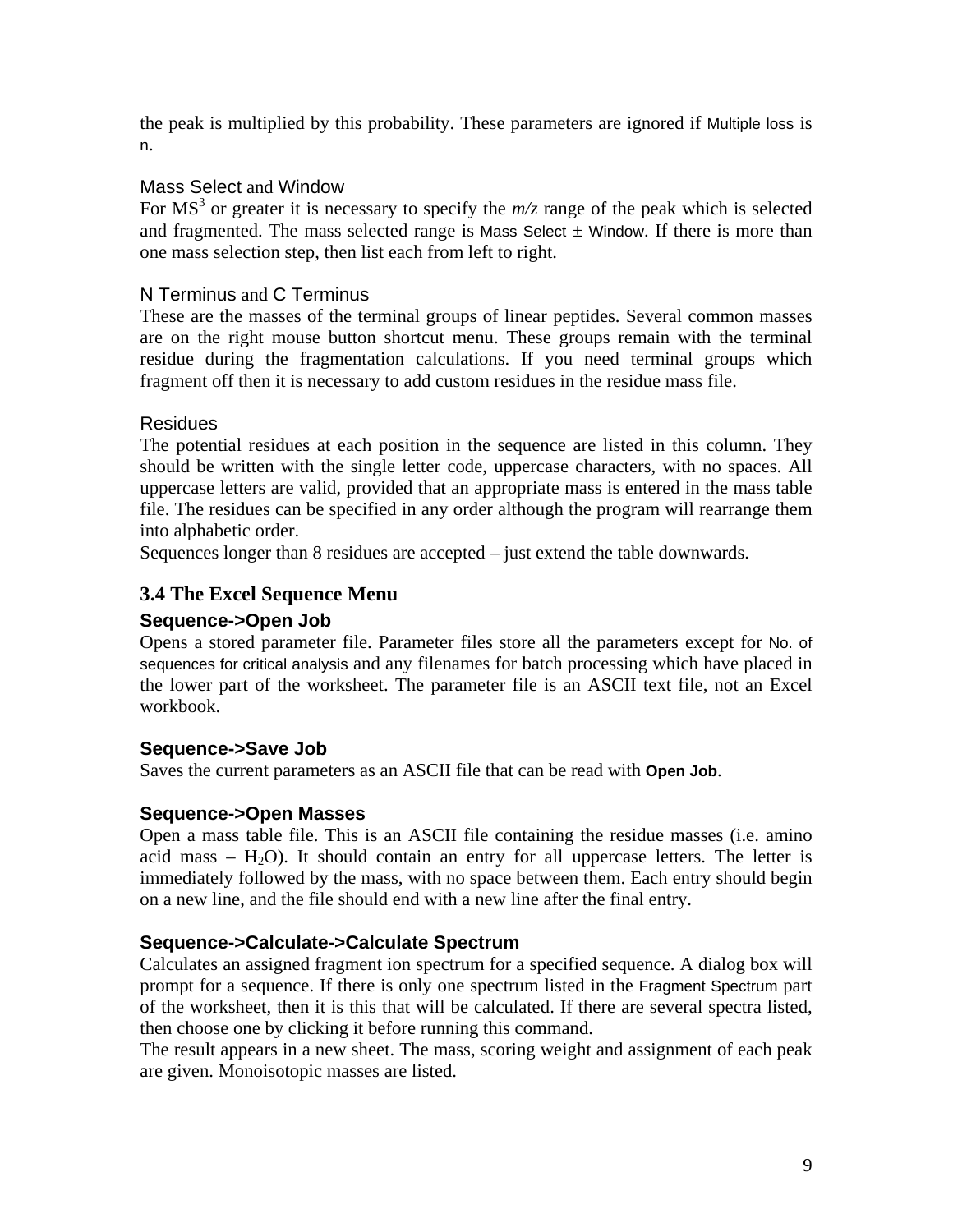the peak is multiplied by this probability. These parameters are ignored if Multiple loss is n.

Mass Select and Window

For $MS^3$ or greater it is necessary to specify the *m/z* range of the peak which is selected and fragmented. The mass selected range is Mass Select ± Window. If there is more than one mass selection step, then list each from left to right.

N Terminus and C Terminus

These are the masses of the terminal groups of linear peptides. Several common masses are on the right mouse button shortcut menu. These groups remain with the terminal residue during the fragmentation calculations. If you need terminal groups which fragment off then it is necessary to add custom residues in the residue mass file.

Residues

The potential residues at each position in the sequence are listed in this column. They should be written with the single letter code, uppercase characters, with no spaces. All uppercase letters are valid, provided that an appropriate mass is entered in the mass table file. The residues can be specified in any order although the program will rearrange them into alphabetic order.
Sequences longer than 8 residues are accepted – just extend the table downwards.

## 3.4 The Excel Sequence Menu

### Sequence->Open Job

Opens a stored parameter file. Parameter files store all the parameters except for No. of sequences for critical analysis and any filenames for batch processing which have placed in the lower part of the worksheet. The parameter file is an ASCII text file, not an Excel workbook.

### Sequence->Save Job

Saves the current parameters as an ASCII file that can be read with **Open Job**.

### Sequence->Open Masses

Open a mass table file. This is an ASCII file containing the residue masses (i.e. amino acid mass – $H_2O$). It should contain an entry for all uppercase letters. The letter is immediately followed by the mass, with no space between them. Each entry should begin on a new line, and the file should end with a new line after the final entry.

### Sequence->Calculate->Calculate Spectrum

Calculates an assigned fragment ion spectrum for a specified sequence. A dialog box will prompt for a sequence. If there is only one spectrum listed in the Fragment Spectrum part of the worksheet, then it is this that will be calculated. If there are several spectra listed, then choose one by clicking it before running this command.
The result appears in a new sheet. The mass, scoring weight and assignment of each peak are given. Monoisotopic masses are listed.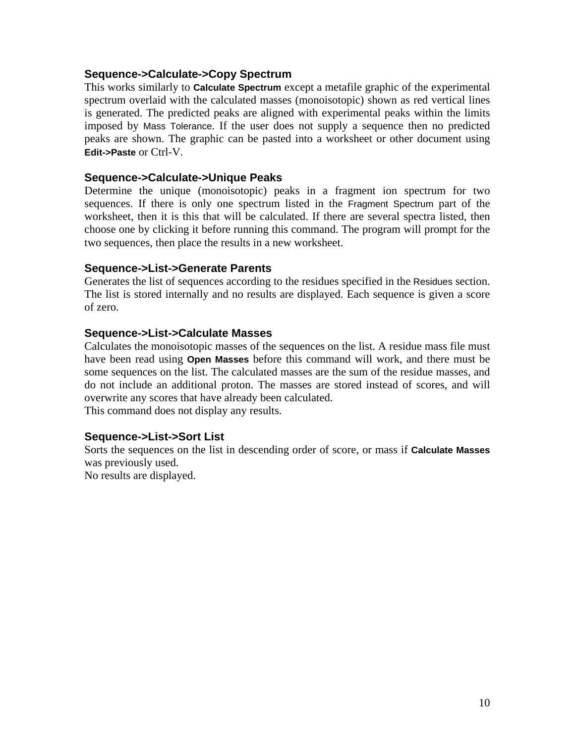### Sequence->Calculate->Copy Spectrum

This works similarly to **Calculate Spectrum** except a metafile graphic of the experimental spectrum overlaid with the calculated masses (monoisotopic) shown as red vertical lines is generated. The predicted peaks are aligned with experimental peaks within the limits imposed by Mass Tolerance. If the user does not supply a sequence then no predicted peaks are shown. The graphic can be pasted into a worksheet or other document using **Edit->Paste** or Ctrl-V.

### Sequence->Calculate->Unique Peaks

Determine the unique (monoisotopic) peaks in a fragment ion spectrum for two sequences. If there is only one spectrum listed in the Fragment Spectrum part of the worksheet, then it is this that will be calculated. If there are several spectra listed, then choose one by clicking it before running this command. The program will prompt for the two sequences, then place the results in a new worksheet.

### Sequence->List->Generate Parents

Generates the list of sequences according to the residues specified in the Residues section. The list is stored internally and no results are displayed. Each sequence is given a score of zero.

### Sequence->List->Calculate Masses

Calculates the monoisotopic masses of the sequences on the list. A residue mass file must have been read using **Open Masses** before this command will work, and there must be some sequences on the list. The calculated masses are the sum of the residue masses, and do not include an additional proton. The masses are stored instead of scores, and will overwrite any scores that have already been calculated.
This command does not display any results.

### Sequence->List->Sort List

Sorts the sequences on the list in descending order of score, or mass if **Calculate Masses** was previously used.
No results are displayed.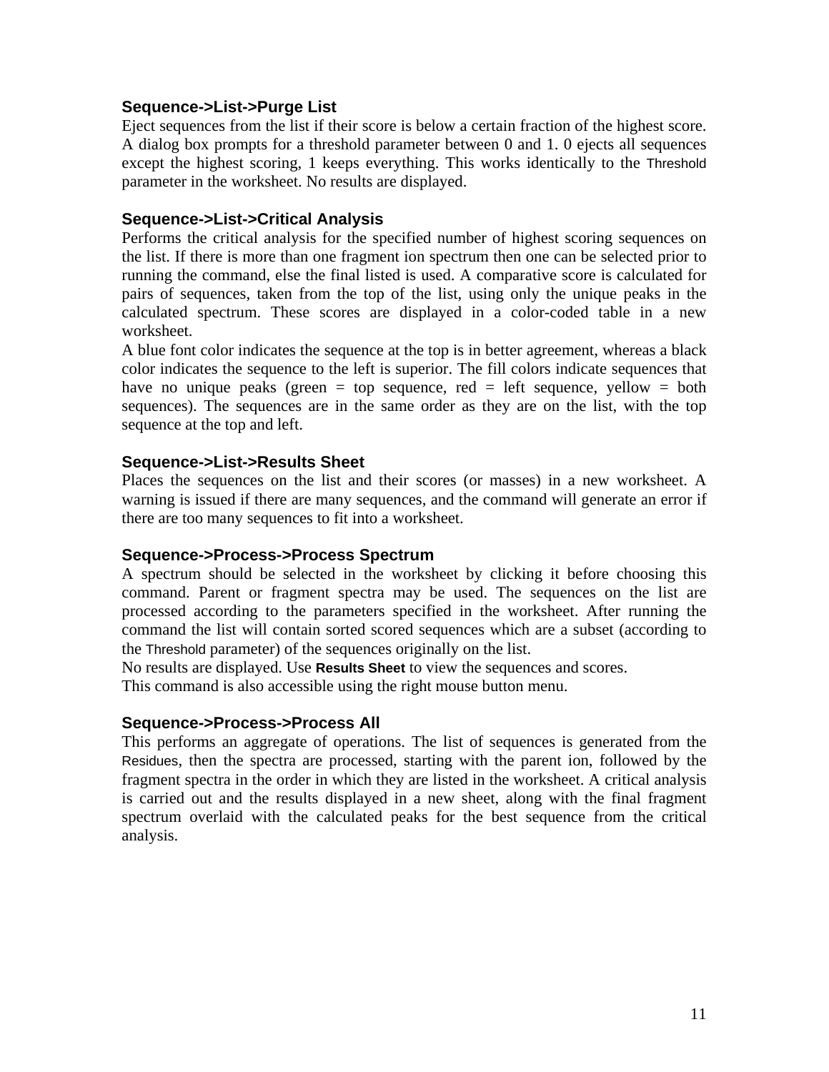### Sequence->List->Purge List

Eject sequences from the list if their score is below a certain fraction of the highest score. A dialog box prompts for a threshold parameter between 0 and 1. 0 ejects all sequences except the highest scoring, 1 keeps everything. This works identically to the Threshold parameter in the worksheet. No results are displayed.

### Sequence->List->Critical Analysis

Performs the critical analysis for the specified number of highest scoring sequences on the list. If there is more than one fragment ion spectrum then one can be selected prior to running the command, else the final listed is used. A comparative score is calculated for pairs of sequences, taken from the top of the list, using only the unique peaks in the calculated spectrum. These scores are displayed in a color-coded table in a new worksheet.

A blue font color indicates the sequence at the top is in better agreement, whereas a black color indicates the sequence to the left is superior. The fill colors indicate sequences that have no unique peaks (green = top sequence, red = left sequence, yellow = both sequences). The sequences are in the same order as they are on the list, with the top sequence at the top and left.

### Sequence->List->Results Sheet

Places the sequences on the list and their scores (or masses) in a new worksheet. A warning is issued if there are many sequences, and the command will generate an error if there are too many sequences to fit into a worksheet.

### Sequence->Process->Process Spectrum

A spectrum should be selected in the worksheet by clicking it before choosing this command. Parent or fragment spectra may be used. The sequences on the list are processed according to the parameters specified in the worksheet. After running the command the list will contain sorted scored sequences which are a subset (according to the Threshold parameter) of the sequences originally on the list.

No results are displayed. Use **Results Sheet** to view the sequences and scores.

This command is also accessible using the right mouse button menu.

### Sequence->Process->Process All

This performs an aggregate of operations. The list of sequences is generated from the Residues, then the spectra are processed, starting with the parent ion, followed by the fragment spectra in the order in which they are listed in the worksheet. A critical analysis is carried out and the results displayed in a new sheet, along with the final fragment spectrum overlaid with the calculated peaks for the best sequence from the critical analysis.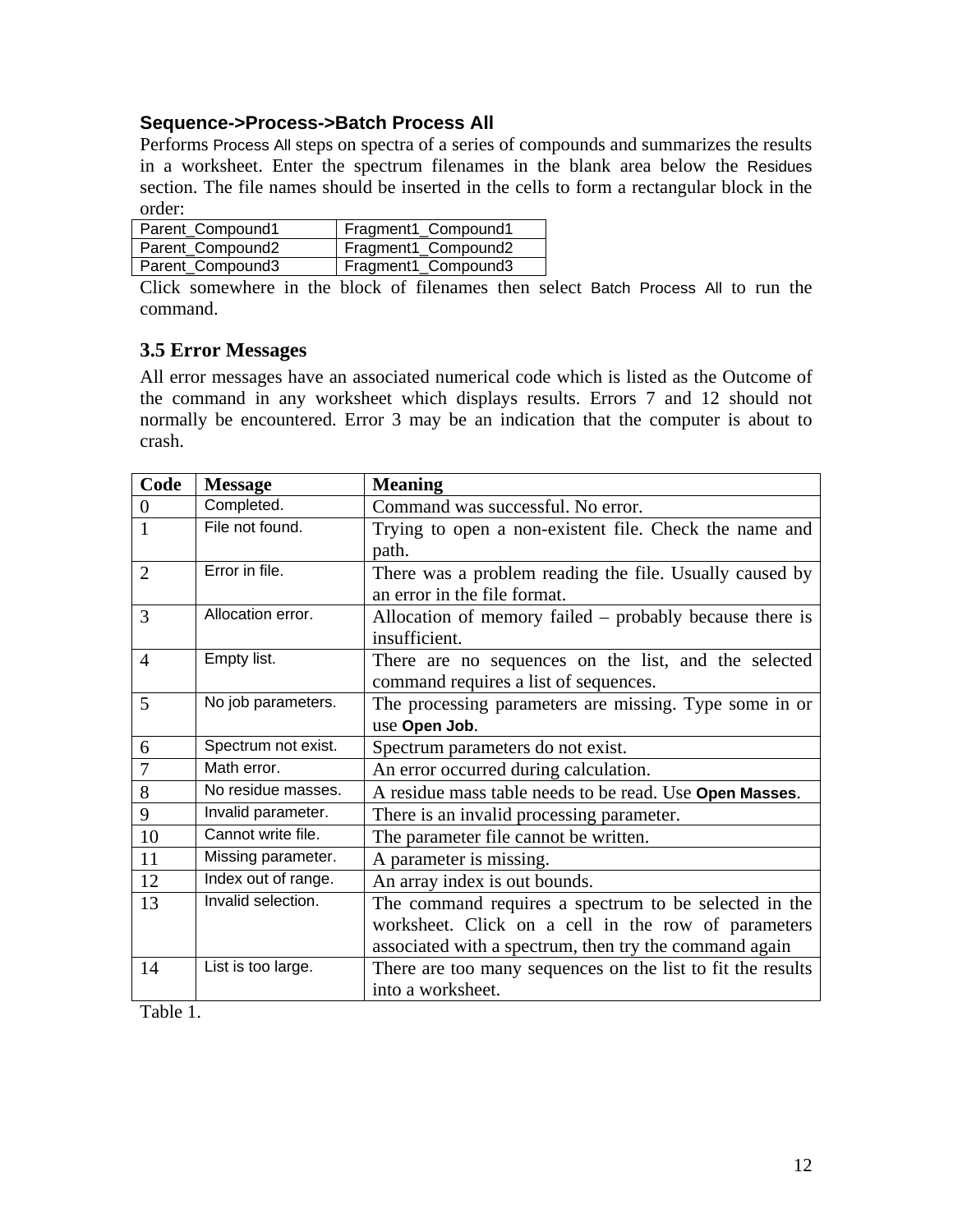**Sequence->Process->Batch Process All**

Performs Process All steps on spectra of a series of compounds and summarizes the results in a worksheet. Enter the spectrum filenames in the blank area below the Residues section. The file names should be inserted in the cells to form a rectangular block in the order:

| Parent_Compound1 | Fragment1_Compound1 |
|---|---|
| Parent_Compound2 | Fragment1_Compound2 |
| Parent_Compound3 | Fragment1_Compound3 |

Click somewhere in the block of filenames then select Batch Process All to run the command.

## 3.5 Error Messages

All error messages have an associated numerical code which is listed as the Outcome of the command in any worksheet which displays results. Errors 7 and 12 should not normally be encountered. Error 3 may be an indication that the computer is about to crash.

| Code | Message | Meaning |
|---|---|---|
| 0 | Completed. | Command was successful. No error. |
| 1 | File not found. | Trying to open a non-existent file. Check the name and path. |
| 2 | Error in file. | There was a problem reading the file. Usually caused by an error in the file format. |
| 3 | Allocation error. | Allocation of memory failed – probably because there is insufficient. |
| 4 | Empty list. | There are no sequences on the list, and the selected command requires a list of sequences. |
| 5 | No job parameters. | The processing parameters are missing. Type some in or use **Open Job**. |
| 6 | Spectrum not exist. | Spectrum parameters do not exist. |
| 7 | Math error. | An error occurred during calculation. |
| 8 | No residue masses. | A residue mass table needs to be read. Use **Open Masses**. |
| 9 | Invalid parameter. | There is an invalid processing parameter. |
| 10 | Cannot write file. | The parameter file cannot be written. |
| 11 | Missing parameter. | A parameter is missing. |
| 12 | Index out of range. | An array index is out bounds. |
| 13 | Invalid selection. | The command requires a spectrum to be selected in the worksheet. Click on a cell in the row of parameters associated with a spectrum, then try the command again |
| 14 | List is too large. | There are too many sequences on the list to fit the results into a worksheet. |

Table 1.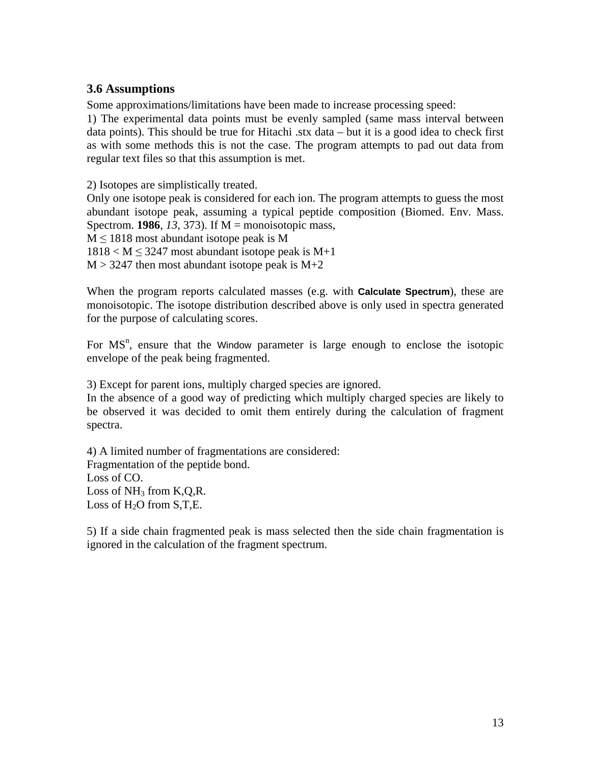### 3.6 Assumptions

Some approximations/limitations have been made to increase processing speed:

1) The experimental data points must be evenly sampled (same mass interval between data points). This should be true for Hitachi .stx data – but it is a good idea to check first as with some methods this is not the case. The program attempts to pad out data from regular text files so that this assumption is met.

2) Isotopes are simplistically treated.
Only one isotope peak is considered for each ion. The program attempts to guess the most abundant isotope peak, assuming a typical peptide composition (Biomed. Env. Mass. Spectrom. **1986**, *13*, 373). If M = monoisotopic mass,
$M \leq 1818$ most abundant isotope peak is M
$1818 < M \leq 3247$ most abundant isotope peak is M+1
$M > 3247$ then most abundant isotope peak is M+2

When the program reports calculated masses (e.g. with **Calculate Spectrum**), these are monoisotopic. The isotope distribution described above is only used in spectra generated for the purpose of calculating scores.

For $MS^n$, ensure that the Window parameter is large enough to enclose the isotopic envelope of the peak being fragmented.

3) Except for parent ions, multiply charged species are ignored.
In the absence of a good way of predicting which multiply charged species are likely to be observed it was decided to omit them entirely during the calculation of fragment spectra.

4) A limited number of fragmentations are considered:
Fragmentation of the peptide bond.
Loss of CO.
Loss of $NH_3$ from K,Q,R.
Loss of $H_2O$ from S,T,E.

5) If a side chain fragmented peak is mass selected then the side chain fragmentation is ignored in the calculation of the fragment spectrum.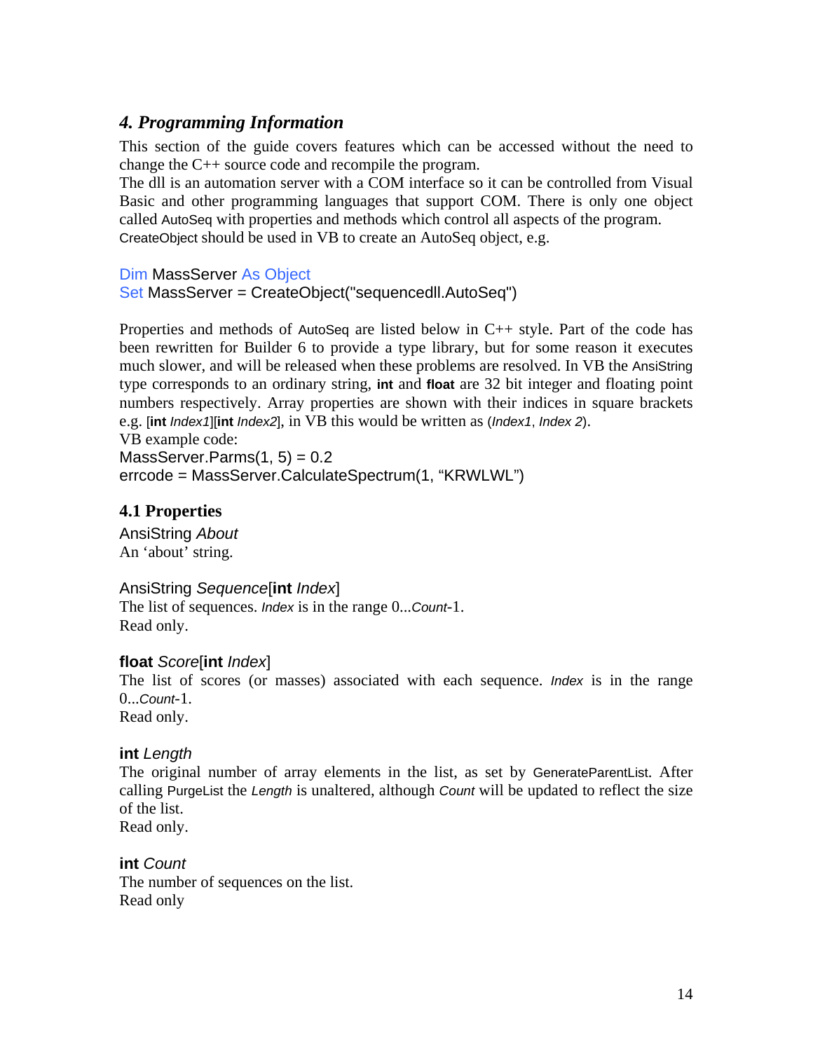## *4. Programming Information*

This section of the guide covers features which can be accessed without the need to change the C++ source code and recompile the program.
The dll is an automation server with a COM interface so it can be controlled from Visual Basic and other programming languages that support COM. There is only one object called AutoSeq with properties and methods which control all aspects of the program.
CreateObject should be used in VB to create an AutoSeq object, e.g.

```
Dim MassServer As Object
Set MassServer = CreateObject("sequencedll.AutoSeq")
```

Properties and methods of AutoSeq are listed below in C++ style. Part of the code has been rewritten for Builder 6 to provide a type library, but for some reason it executes much slower, and will be released when these problems are resolved. In VB the AnsiString type corresponds to an ordinary string, **int** and **float** are 32 bit integer and floating point numbers respectively. Array properties are shown with their indices in square brackets e.g. [**int** *Index1*][**int** *Index2*], in VB this would be written as (*Index1*, *Index 2*).
VB example code:

```
MassServer.Parms(1, 5) = 0.2
errcode = MassServer.CalculateSpectrum(1, "KRWLWL")
```

### 4.1 Properties

AnsiString *About*
An 'about' string.

AnsiString *Sequence*[**int** *Index*]
The list of sequences. *Index* is in the range 0...*Count*-1.
Read only.

**float** *Score*[**int** *Index*]
The list of scores (or masses) associated with each sequence. *Index* is in the range 0...*Count*-1.
Read only.

**int** *Length*
The original number of array elements in the list, as set by GenerateParentList. After calling PurgeList the *Length* is unaltered, although *Count* will be updated to reflect the size of the list.
Read only.

**int** *Count*
The number of sequences on the list.
Read only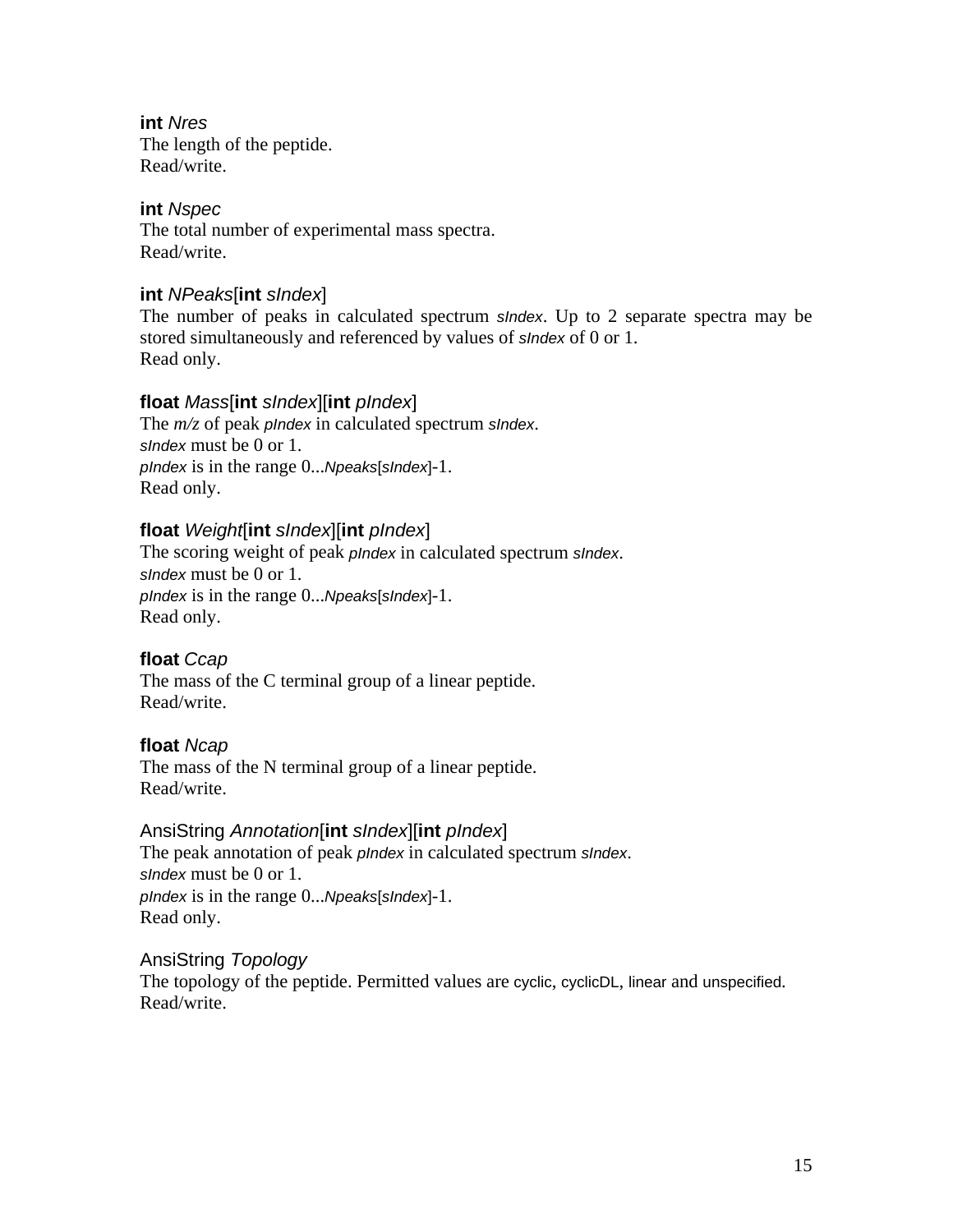**int** *Nres*
The length of the peptide.
Read/write.

**int** *Nspec*
The total number of experimental mass spectra.
Read/write.

**int** *NPeaks*[**int** *sIndex*]
The number of peaks in calculated spectrum *sIndex*. Up to 2 separate spectra may be stored simultaneously and referenced by values of *sIndex* of 0 or 1.
Read only.

**float** *Mass*[**int** *sIndex*][**int** *pIndex*]
The *m/z* of peak *pIndex* in calculated spectrum *sIndex*.
*sIndex* must be 0 or 1.
*pIndex* is in the range 0...*Npeaks*[*sIndex*]-1.
Read only.

**float** *Weight*[**int** *sIndex*][**int** *pIndex*]
The scoring weight of peak *pIndex* in calculated spectrum *sIndex*.
*sIndex* must be 0 or 1.
*pIndex* is in the range 0...*Npeaks*[*sIndex*]-1.
Read only.

**float** *Ccap*
The mass of the C terminal group of a linear peptide.
Read/write.

**float** *Ncap*
The mass of the N terminal group of a linear peptide.
Read/write.

AnsiString *Annotation*[**int** *sIndex*][**int** *pIndex*]
The peak annotation of peak *pIndex* in calculated spectrum *sIndex*.
*sIndex* must be 0 or 1.
*pIndex* is in the range 0...*Npeaks*[*sIndex*]-1.
Read only.

AnsiString *Topology*
The topology of the peptide. Permitted values are cyclic, cyclicDL, linear and unspecified.
Read/write.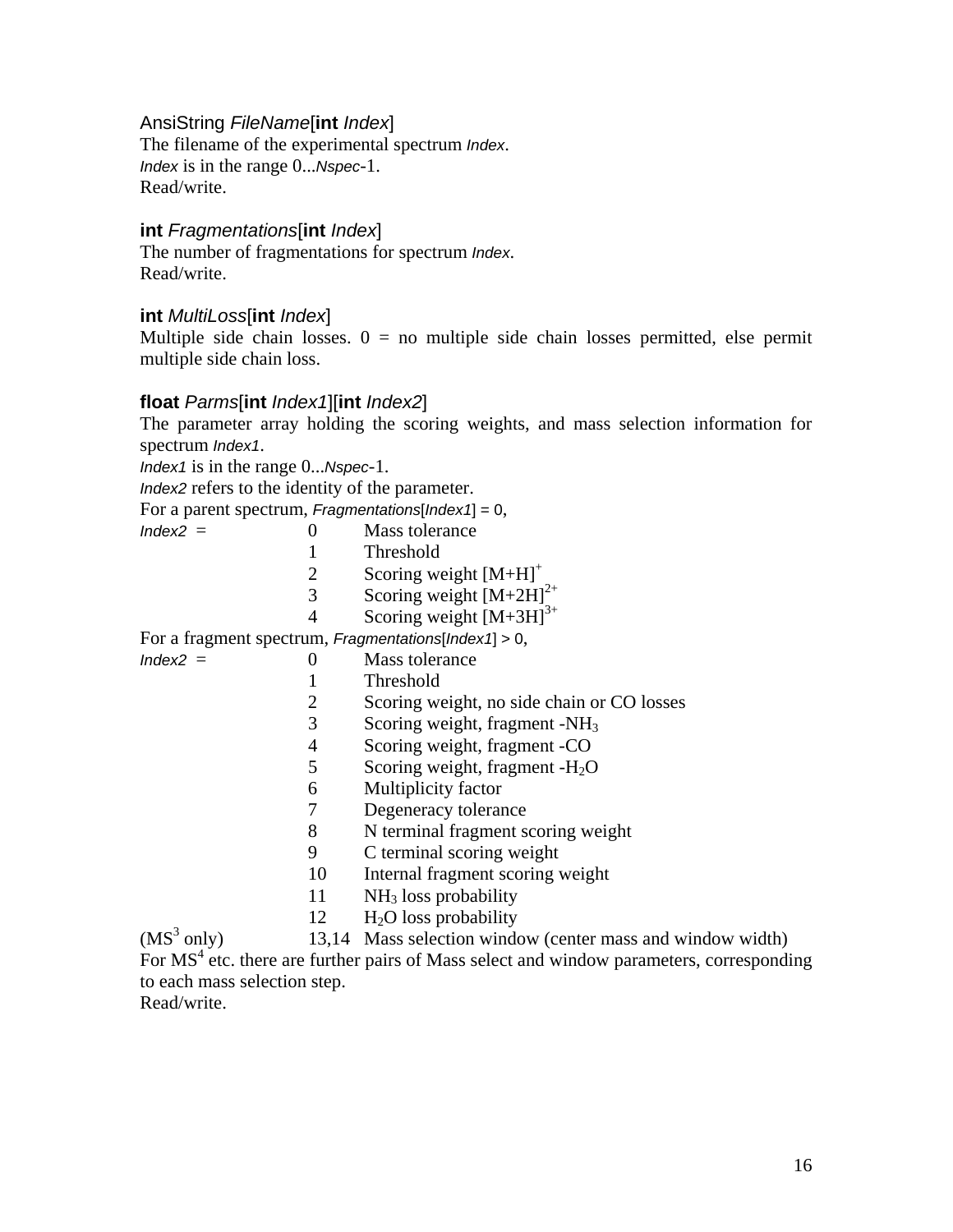AnsiString *FileName*[**int** *Index*]

The filename of the experimental spectrum *Index*.
*Index* is in the range 0...*Nspec*-1.
Read/write.

**int** *Fragmentations*[**int** *Index*]

The number of fragmentations for spectrum *Index*.
Read/write.

**int** *MultiLoss*[**int** *Index*]

Multiple side chain losses. 0 = no multiple side chain losses permitted, else permit multiple side chain loss.

**float** *Parms*[**int** *Index1*][**int** *Index2*]

The parameter array holding the scoring weights, and mass selection information for spectrum *Index1*.
*Index1* is in the range 0...*Nspec*-1.
*Index2* refers to the identity of the parameter.

For a parent spectrum, *Fragmentations*[*Index1*] = 0,

| | | |
|---|---|---|
| *Index2* = | 0 | Mass tolerance |
| | 1 | Threshold |
| | 2 | Scoring weight $[M+H]^{+}$ |
| | 3 | Scoring weight $[M+2H]^{2+}$ |
| | 4 | Scoring weight $[M+3H]^{3+}$ |

For a fragment spectrum, *Fragmentations*[*Index1*] > 0,

| | | |
|---|---|---|
| *Index2* = | 0 | Mass tolerance |
| | 1 | Threshold |
| | 2 | Scoring weight, no side chain or CO losses |
| | 3 | Scoring weight, fragment $-NH_3$ |
| | 4 | Scoring weight, fragment -CO |
| | 5 | Scoring weight, fragment $-H_2O$ |
| | 6 | Multiplicity factor |
| | 7 | Degeneracy tolerance |
| | 8 | N terminal fragment scoring weight |
| | 9 | C terminal scoring weight |
| | 10 | Internal fragment scoring weight |
| | 11 | $NH_3$ loss probability |
| | 12 | $H_2O$ loss probability |
| ($MS^3$ only) | 13,14 | Mass selection window (center mass and window width) |

For $MS^4$ etc. there are further pairs of Mass select and window parameters, corresponding to each mass selection step.
Read/write.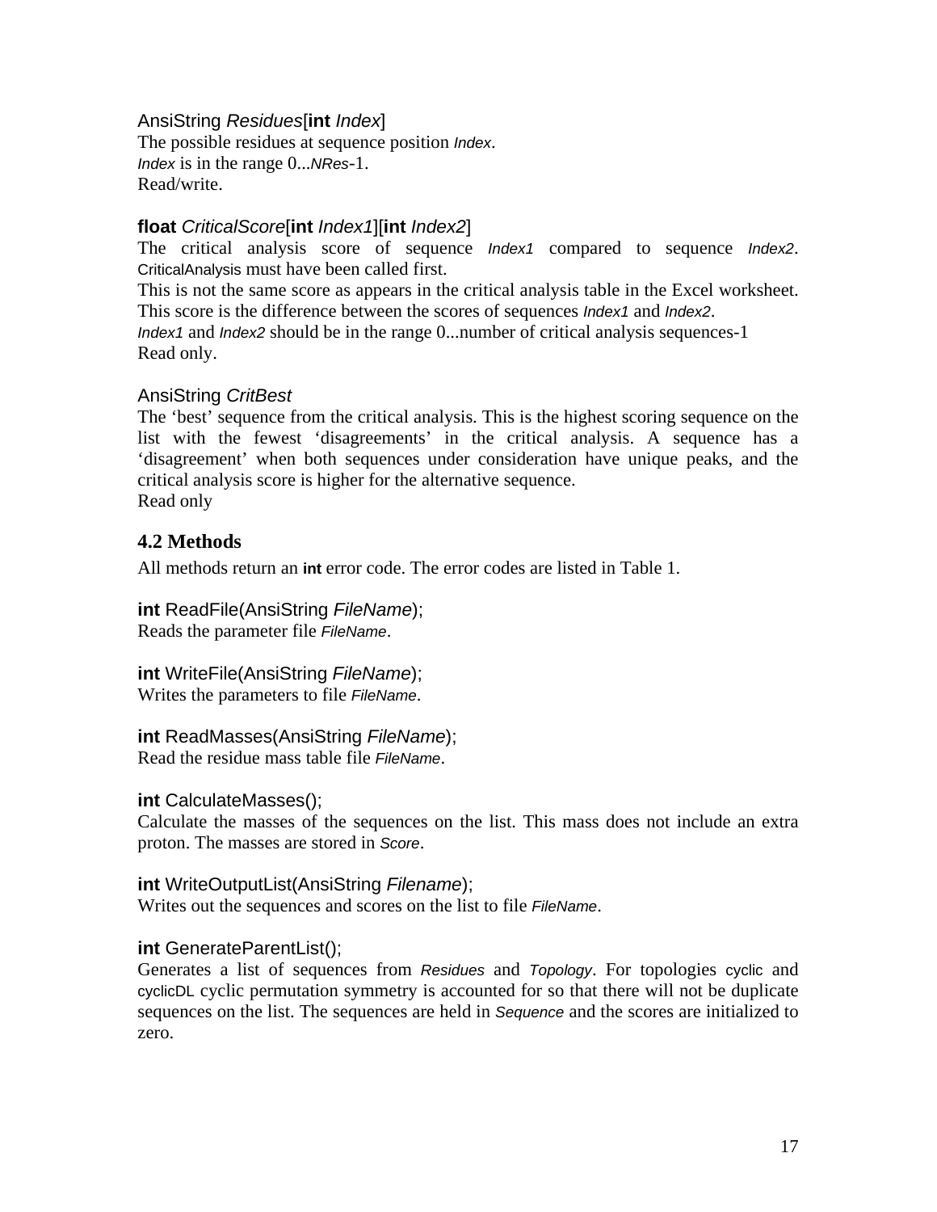AnsiString *Residues*[**int** *Index*]
The possible residues at sequence position *Index*.
*Index* is in the range 0...*NRes*-1.
Read/write.

**float** *CriticalScore*[**int** *Index1*][**int** *Index2*]
The critical analysis score of sequence *Index1* compared to sequence *Index2*. CriticalAnalysis must have been called first.
This is not the same score as appears in the critical analysis table in the Excel worksheet. This score is the difference between the scores of sequences *Index1* and *Index2*.
*Index1* and *Index2* should be in the range 0...number of critical analysis sequences-1
Read only.

AnsiString *CritBest*
The 'best' sequence from the critical analysis. This is the highest scoring sequence on the list with the fewest 'disagreements' in the critical analysis. A sequence has a 'disagreement' when both sequences under consideration have unique peaks, and the critical analysis score is higher for the alternative sequence.
Read only

### 4.2 Methods

All methods return an **int** error code. The error codes are listed in Table 1.

**int** ReadFile(AnsiString *FileName*);
Reads the parameter file *FileName*.

**int** WriteFile(AnsiString *FileName*);
Writes the parameters to file *FileName*.

**int** ReadMasses(AnsiString *FileName*);
Read the residue mass table file *FileName*.

**int** CalculateMasses();
Calculate the masses of the sequences on the list. This mass does not include an extra proton. The masses are stored in *Score*.

**int** WriteOutputList(AnsiString *Filename*);
Writes out the sequences and scores on the list to file *FileName*.

**int** GenerateParentList();
Generates a list of sequences from *Residues* and *Topology*. For topologies cyclic and cyclicDL cyclic permutation symmetry is accounted for so that there will not be duplicate sequences on the list. The sequences are held in *Sequence* and the scores are initialized to zero.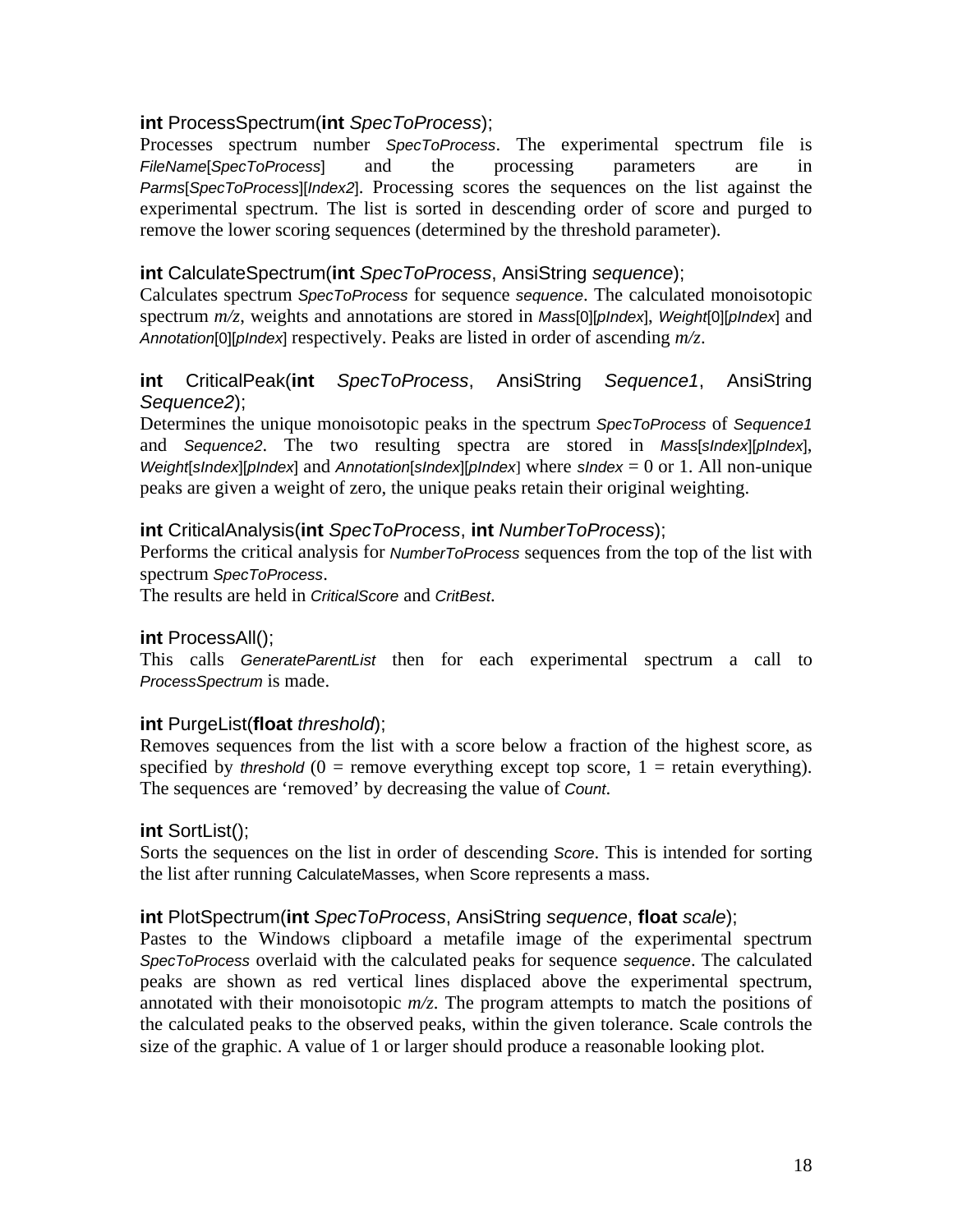**int** ProcessSpectrum(**int** *SpecToProcess*);

Processes spectrum number *SpecToProcess*. The experimental spectrum file is *FileName*[*SpecToProcess*] and the processing parameters are in *Parms*[*SpecToProcess*][*Index2*]. Processing scores the sequences on the list against the experimental spectrum. The list is sorted in descending order of score and purged to remove the lower scoring sequences (determined by the threshold parameter).

**int** CalculateSpectrum(**int** *SpecToProcess*, AnsiString *sequence*);

Calculates spectrum *SpecToProcess* for sequence *sequence*. The calculated monoisotopic spectrum *m/z*, weights and annotations are stored in *Mass*[0][*pIndex*], *Weight*[0][*pIndex*] and *Annotation*[0][*pIndex*] respectively. Peaks are listed in order of ascending *m/z*.

**int** CriticalPeak(**int** *SpecToProcess*, AnsiString *Sequence1*, AnsiString *Sequence2*);

Determines the unique monoisotopic peaks in the spectrum *SpecToProcess* of *Sequence1* and *Sequence2*. The two resulting spectra are stored in *Mass*[*sIndex*][*pIndex*], *Weight*[*sIndex*][*pIndex*] and *Annotation*[*sIndex*][*pIndex*] where *sIndex* = 0 or 1. All non-unique peaks are given a weight of zero, the unique peaks retain their original weighting.

**int** CriticalAnalysis(**int** *SpecToProcess*, **int** *NumberToProcess*);

Performs the critical analysis for *NumberToProcess* sequences from the top of the list with spectrum *SpecToProcess*.
The results are held in *CriticalScore* and *CritBest*.

**int** ProcessAll();

This calls *GenerateParentList* then for each experimental spectrum a call to *ProcessSpectrum* is made.

**int** PurgeList(**float** *threshold*);

Removes sequences from the list with a score below a fraction of the highest score, as specified by *threshold* (0 = remove everything except top score, 1 = retain everything). The sequences are 'removed' by decreasing the value of *Count*.

**int** SortList();

Sorts the sequences on the list in order of descending *Score*. This is intended for sorting the list after running CalculateMasses, when Score represents a mass.

**int** PlotSpectrum(**int** *SpecToProcess*, AnsiString *sequence*, **float** *scale*);

Pastes to the Windows clipboard a metafile image of the experimental spectrum *SpecToProcess* overlaid with the calculated peaks for sequence *sequence*. The calculated peaks are shown as red vertical lines displaced above the experimental spectrum, annotated with their monoisotopic *m/z*. The program attempts to match the positions of the calculated peaks to the observed peaks, within the given tolerance. Scale controls the size of the graphic. A value of 1 or larger should produce a reasonable looking plot.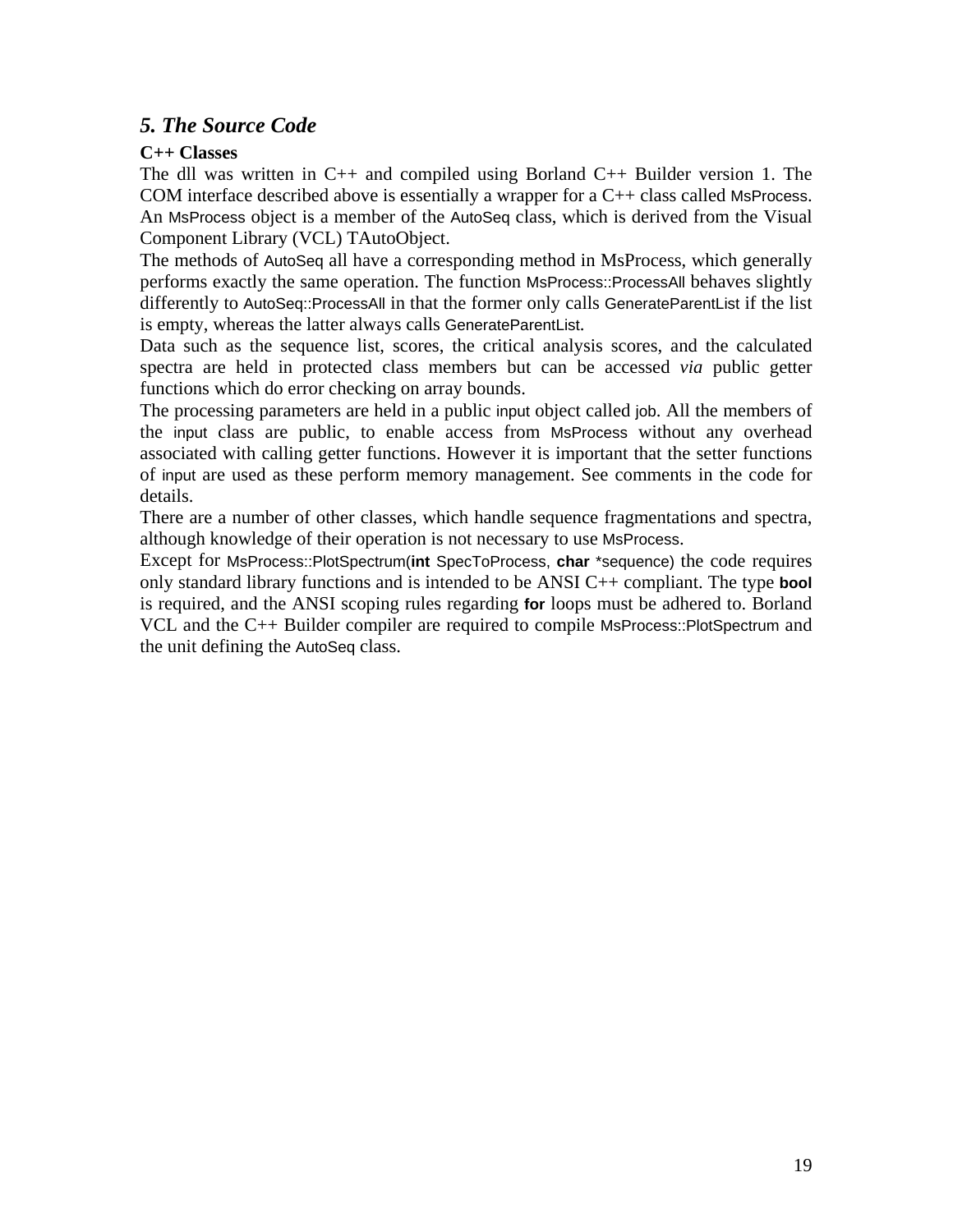## *5. The Source Code*

**C++ Classes**

The dll was written in C++ and compiled using Borland C++ Builder version 1. The COM interface described above is essentially a wrapper for a C++ class called MsProcess. An MsProcess object is a member of the AutoSeq class, which is derived from the Visual Component Library (VCL) TAutoObject.

The methods of AutoSeq all have a corresponding method in MsProcess, which generally performs exactly the same operation. The function MsProcess::ProcessAll behaves slightly differently to AutoSeq::ProcessAll in that the former only calls GenerateParentList if the list is empty, whereas the latter always calls GenerateParentList.

Data such as the sequence list, scores, the critical analysis scores, and the calculated spectra are held in protected class members but can be accessed *via* public getter functions which do error checking on array bounds.

The processing parameters are held in a public input object called job. All the members of the input class are public, to enable access from MsProcess without any overhead associated with calling getter functions. However it is important that the setter functions of input are used as these perform memory management. See comments in the code for details.

There are a number of other classes, which handle sequence fragmentations and spectra, although knowledge of their operation is not necessary to use MsProcess.

Except for MsProcess::PlotSpectrum(**int** SpecToProcess, **char** *sequence) the code requires only standard library functions and is intended to be ANSI C++ compliant. The type **bool** is required, and the ANSI scoping rules regarding **for** loops must be adhered to. Borland VCL and the C++ Builder compiler are required to compile MsProcess::PlotSpectrum and the unit defining the AutoSeq class.